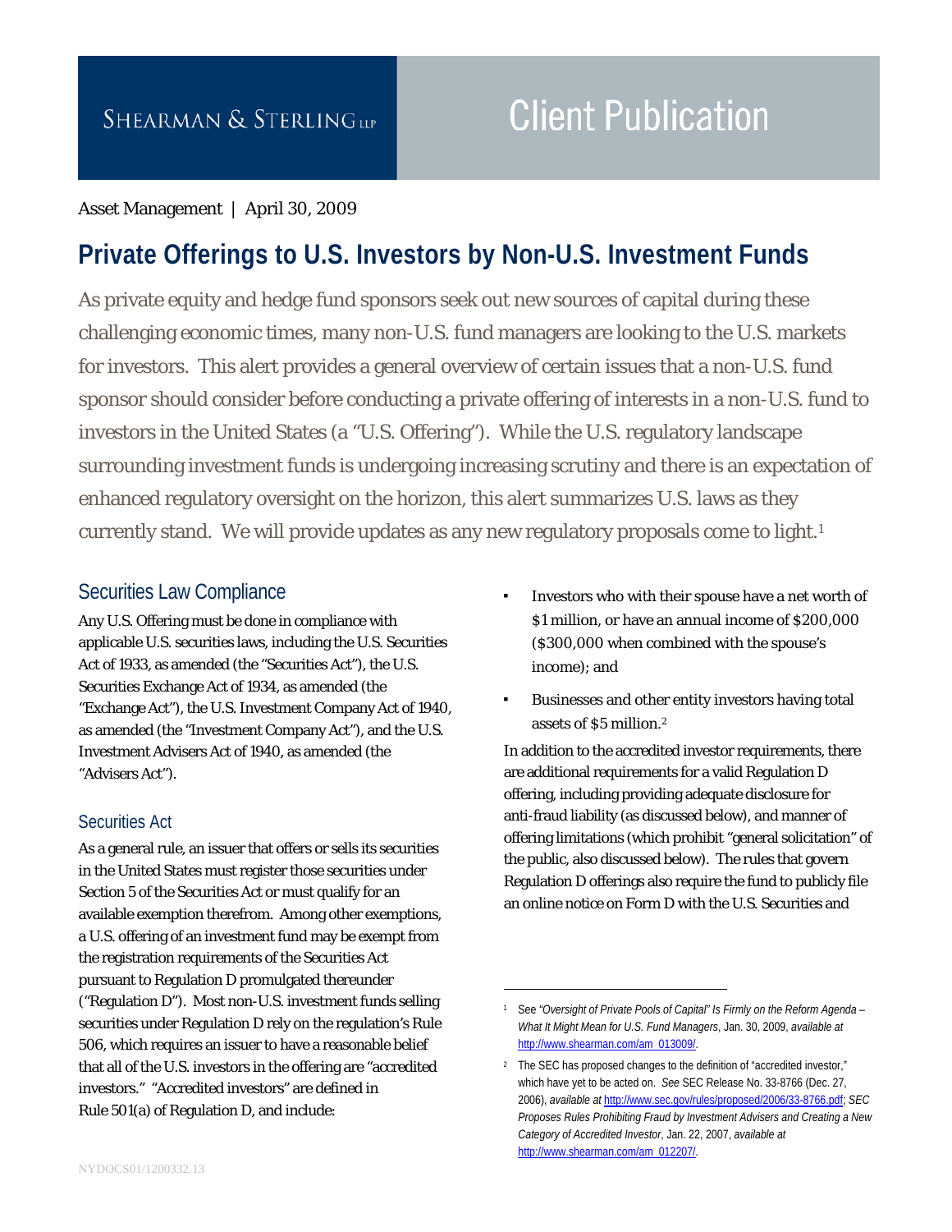SHEARMAN & STERLING LLP

Client Publication

Asset Management | April 30, 2009

# Private Offerings to U.S. Investors by Non-U.S. Investment Funds

As private equity and hedge fund sponsors seek out new sources of capital during these challenging economic times, many non-U.S. fund managers are looking to the U.S. markets for investors. This alert provides a general overview of certain issues that a non-U.S. fund sponsor should consider before conducting a private offering of interests in a non-U.S. fund to investors in the United States (a "U.S. Offering"). While the U.S. regulatory landscape surrounding investment funds is undergoing increasing scrutiny and there is an expectation of enhanced regulatory oversight on the horizon, this alert summarizes U.S. laws as they currently stand. We will provide updates as any new regulatory proposals come to light.[1]

## Securities Law Compliance

Any U.S. Offering must be done in compliance with applicable U.S. securities laws, including the U.S. Securities Act of 1933, as amended (the "Securities Act"), the U.S. Securities Exchange Act of 1934, as amended (the "Exchange Act"), the U.S. Investment Company Act of 1940, as amended (the "Investment Company Act"), and the U.S. Investment Advisers Act of 1940, as amended (the "Advisers Act").

### Securities Act

As a general rule, an issuer that offers or sells its securities in the United States must register those securities under Section 5 of the Securities Act or must qualify for an available exemption therefrom. Among other exemptions, a U.S. offering of an investment fund may be exempt from the registration requirements of the Securities Act pursuant to Regulation D promulgated thereunder ("Regulation D"). Most non-U.S. investment funds selling securities under Regulation D rely on the regulation's Rule 506, which requires an issuer to have a reasonable belief that all of the U.S. investors in the offering are "accredited investors." "Accredited investors" are defined in Rule 501(a) of Regulation D, and include:

- Investors who with their spouse have a net worth of $1 million, or have an annual income of $200,000 ($300,000 when combined with the spouse's income); and
- Businesses and other entity investors having total assets of $5 million.[2]

In addition to the accredited investor requirements, there are additional requirements for a valid Regulation D offering, including providing adequate disclosure for anti-fraud liability (as discussed below), and manner of offering limitations (which prohibit "general solicitation" of the public, also discussed below). The rules that govern Regulation D offerings also require the fund to publicly file an online notice on Form D with the U.S. Securities and

---

[1] See *"Oversight of Private Pools of Capital" Is Firmly on the Reform Agenda – What It Might Mean for U.S. Fund Managers*, Jan. 30, 2009, *available at* http://www.shearman.com/am_013009/.

[2] The SEC has proposed changes to the definition of "accredited investor," which have yet to be acted on. *See* SEC Release No. 33-8766 (Dec. 27, 2006), *available at* http://www.sec.gov/rules/proposed/2006/33-8766.pdf; *SEC Proposes Rules Prohibiting Fraud by Investment Advisers and Creating a New Category of Accredited Investor*, Jan. 22, 2007, *available at* http://www.shearman.com/am_012207/.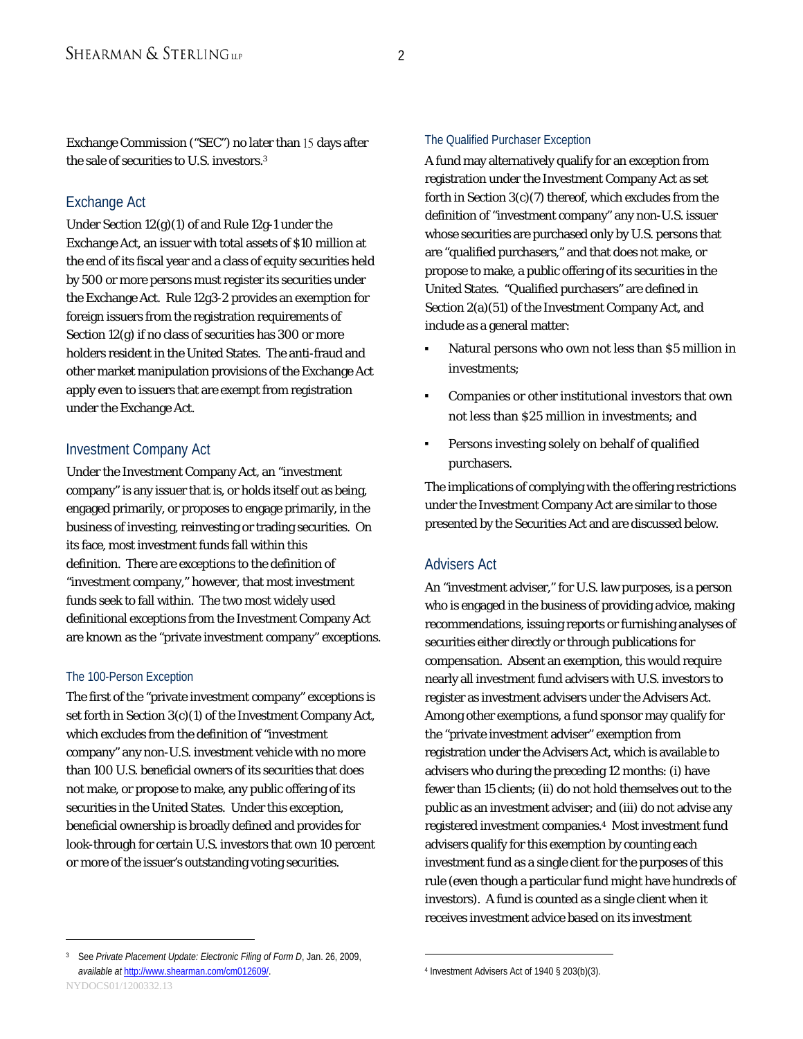Exchange Commission ("SEC") no later than 15 days after the sale of securities to U.S. investors.[3]

## Exchange Act

Under Section 12(g)(1) of and Rule 12g-1 under the Exchange Act, an issuer with total assets of $10 million at the end of its fiscal year and a class of equity securities held by 500 or more persons must register its securities under the Exchange Act. Rule 12g3-2 provides an exemption for foreign issuers from the registration requirements of Section 12(g) if no class of securities has 300 or more holders resident in the United States. The anti-fraud and other market manipulation provisions of the Exchange Act apply even to issuers that are exempt from registration under the Exchange Act.

## Investment Company Act

Under the Investment Company Act, an "investment company" is any issuer that is, or holds itself out as being, engaged primarily, or proposes to engage primarily, in the business of investing, reinvesting or trading securities. On its face, most investment funds fall within this definition. There are exceptions to the definition of "investment company," however, that most investment funds seek to fall within. The two most widely used definitional exceptions from the Investment Company Act are known as the "private investment company" exceptions.

### The 100-Person Exception

The first of the "private investment company" exceptions is set forth in Section 3(c)(1) of the Investment Company Act, which excludes from the definition of "investment company" any non-U.S. investment vehicle with no more than 100 U.S. beneficial owners of its securities that does not make, or propose to make, any public offering of its securities in the United States. Under this exception, beneficial ownership is broadly defined and provides for look-through for certain U.S. investors that own 10 percent or more of the issuer's outstanding voting securities.

### The Qualified Purchaser Exception

A fund may alternatively qualify for an exception from registration under the Investment Company Act as set forth in Section 3(c)(7) thereof, which excludes from the definition of "investment company" any non-U.S. issuer whose securities are purchased only by U.S. persons that are "qualified purchasers," and that does not make, or propose to make, a public offering of its securities in the United States. "Qualified purchasers" are defined in Section 2(a)(51) of the Investment Company Act, and include as a general matter:

- Natural persons who own not less than $5 million in investments;
- Companies or other institutional investors that own not less than $25 million in investments; and
- Persons investing solely on behalf of qualified purchasers.

The implications of complying with the offering restrictions under the Investment Company Act are similar to those presented by the Securities Act and are discussed below.

## Advisers Act

An "investment adviser," for U.S. law purposes, is a person who is engaged in the business of providing advice, making recommendations, issuing reports or furnishing analyses of securities either directly or through publications for compensation. Absent an exemption, this would require nearly all investment fund advisers with U.S. investors to register as investment advisers under the Advisers Act. Among other exemptions, a fund sponsor may qualify for the "private investment adviser" exemption from registration under the Advisers Act, which is available to advisers who during the preceding 12 months: (i) have fewer than 15 clients; (ii) do not hold themselves out to the public as an investment adviser; and (iii) do not advise any registered investment companies.[4] Most investment fund advisers qualify for this exemption by counting each investment fund as a single client for the purposes of this rule (even though a particular fund might have hundreds of investors). A fund is counted as a single client when it receives investment advice based on its investment

---

[3] See *Private Placement Update: Electronic Filing of Form D*, Jan. 26, 2009, *available at* http://www.shearman.com/cm012609/.

[4] Investment Advisers Act of 1940 § 203(b)(3).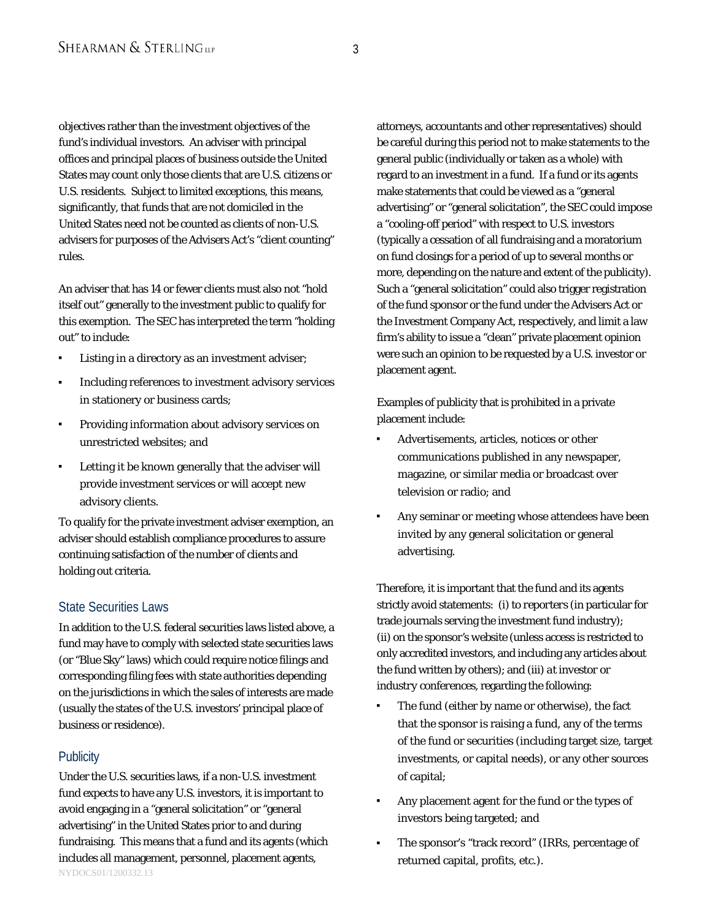objectives rather than the investment objectives of the fund's individual investors. An adviser with principal offices and principal places of business outside the United States may count only those clients that are U.S. citizens or U.S. residents. Subject to limited exceptions, this means, significantly, that funds that are not domiciled in the United States need not be counted as clients of non-U.S. advisers for purposes of the Advisers Act's "client counting" rules.

An adviser that has 14 or fewer clients must also not "hold itself out" generally to the investment public to qualify for this exemption. The SEC has interpreted the term "holding out" to include:

- Listing in a directory as an investment adviser;
- Including references to investment advisory services in stationery or business cards;
- Providing information about advisory services on unrestricted websites; and
- Letting it be known generally that the adviser will provide investment services or will accept new advisory clients.

To qualify for the private investment adviser exemption, an adviser should establish compliance procedures to assure continuing satisfaction of the number of clients and holding out criteria.

## State Securities Laws

In addition to the U.S. federal securities laws listed above, a fund may have to comply with selected state securities laws (or "Blue Sky" laws) which could require notice filings and corresponding filing fees with state authorities depending on the jurisdictions in which the sales of interests are made (usually the states of the U.S. investors' principal place of business or residence).

## Publicity

Under the U.S. securities laws, if a non-U.S. investment fund expects to have any U.S. investors, it is important to avoid engaging in a "general solicitation" or "general advertising" in the United States prior to and during fundraising. This means that a fund and its agents (which includes all management, personnel, placement agents, attorneys, accountants and other representatives) should be careful during this period not to make statements to the general public (individually or taken as a whole) with regard to an investment in a fund. If a fund or its agents make statements that could be viewed as a "general advertising" or "general solicitation", the SEC could impose a "cooling-off period" with respect to U.S. investors (typically a cessation of all fundraising and a moratorium on fund closings for a period of up to several months or more, depending on the nature and extent of the publicity). Such a "general solicitation" could also trigger registration of the fund sponsor or the fund under the Advisers Act or the Investment Company Act, respectively, and limit a law firm's ability to issue a "clean" private placement opinion were such an opinion to be requested by a U.S. investor or placement agent.

Examples of publicity that is prohibited in a private placement include:

- Advertisements, articles, notices or other communications published in any newspaper, magazine, or similar media or broadcast over television or radio; and
- Any seminar or meeting whose attendees have been invited by any general solicitation or general advertising.

Therefore, it is important that the fund and its agents strictly avoid statements: (i) to reporters (in particular for trade journals serving the investment fund industry); (ii) on the sponsor's website (unless access is restricted to only accredited investors, and including any articles about the fund written by others); and (iii) at investor or industry conferences, regarding the following:

- The fund (either by name or otherwise), the fact that the sponsor is raising a fund, any of the terms of the fund or securities (including target size, target investments, or capital needs), or any other sources of capital;
- Any placement agent for the fund or the types of investors being targeted; and
- The sponsor's "track record" (IRRs, percentage of returned capital, profits, etc.).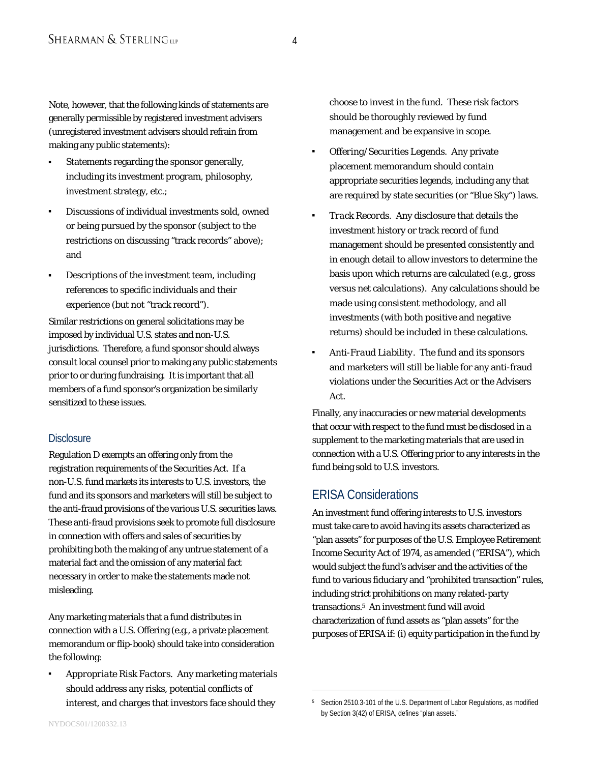Note, however, that the following kinds of statements are generally permissible by registered investment advisers (unregistered investment advisers should refrain from making any public statements):

- Statements regarding the sponsor generally, including its investment program, philosophy, investment strategy, etc.;
- Discussions of individual investments sold, owned or being pursued by the sponsor (subject to the restrictions on discussing "track records" above); and
- Descriptions of the investment team, including references to specific individuals and their experience (but not "track record").

Similar restrictions on general solicitations may be imposed by individual U.S. states and non-U.S. jurisdictions. Therefore, a fund sponsor should always consult local counsel prior to making any public statements prior to or during fundraising. It is important that all members of a fund sponsor's organization be similarly sensitized to these issues.

### Disclosure

Regulation D exempts an offering only from the registration requirements of the Securities Act. If a non-U.S. fund markets its interests to U.S. investors, the fund and its sponsors and marketers will still be subject to the anti-fraud provisions of the various U.S. securities laws. These anti-fraud provisions seek to promote full disclosure in connection with offers and sales of securities by prohibiting both the making of any untrue statement of a material fact and the omission of any material fact necessary in order to make the statements made not misleading.

Any marketing materials that a fund distributes in connection with a U.S. Offering (e.g., a private placement memorandum or flip-book) should take into consideration the following:

- *Appropriate Risk Factors*. Any marketing materials should address any risks, potential conflicts of interest, and charges that investors face should they choose to invest in the fund. These risk factors should be thoroughly reviewed by fund management and be expansive in scope.
- *Offering/Securities Legends*. Any private placement memorandum should contain appropriate securities legends, including any that are required by state securities (or "Blue Sky") laws.
- *Track Records*. Any disclosure that details the investment history or track record of fund management should be presented consistently and in enough detail to allow investors to determine the basis upon which returns are calculated (e.g., gross versus net calculations). Any calculations should be made using consistent methodology, and all investments (with both positive and negative returns) should be included in these calculations.
- *Anti-Fraud Liability*. The fund and its sponsors and marketers will still be liable for any anti-fraud violations under the Securities Act or the Advisers Act.

Finally, any inaccuracies or new material developments that occur with respect to the fund must be disclosed in a supplement to the marketing materials that are used in connection with a U.S. Offering prior to any interests in the fund being sold to U.S. investors.

## ERISA Considerations

An investment fund offering interests to U.S. investors must take care to avoid having its assets characterized as "plan assets" for purposes of the U.S. Employee Retirement Income Security Act of 1974, as amended ("ERISA"), which would subject the fund's adviser and the activities of the fund to various fiduciary and "prohibited transaction" rules, including strict prohibitions on many related-party transactions.[5] An investment fund will avoid characterization of fund assets as "plan assets" for the purposes of ERISA if: (i) equity participation in the fund by

[5] Section 2510.3-101 of the U.S. Department of Labor Regulations, as modified by Section 3(42) of ERISA, defines "plan assets."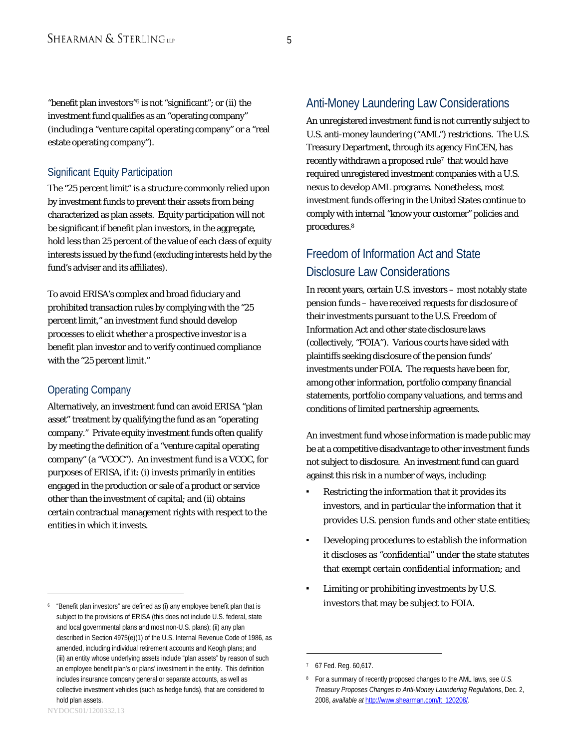"benefit plan investors"[6] is not "significant"; or (ii) the investment fund qualifies as an "operating company" (including a "venture capital operating company" or a "real estate operating company").

### Significant Equity Participation

The "25 percent limit" is a structure commonly relied upon by investment funds to prevent their assets from being characterized as plan assets. Equity participation will not be significant if benefit plan investors, in the aggregate, hold less than 25 percent of the value of each class of equity interests issued by the fund (excluding interests held by the fund's adviser and its affiliates).

To avoid ERISA's complex and broad fiduciary and prohibited transaction rules by complying with the "25 percent limit," an investment fund should develop processes to elicit whether a prospective investor is a benefit plan investor and to verify continued compliance with the "25 percent limit."

### Operating Company

Alternatively, an investment fund can avoid ERISA "plan asset" treatment by qualifying the fund as an "operating company." Private equity investment funds often qualify by meeting the definition of a "venture capital operating company" (a "VCOC"). An investment fund is a VCOC, for purposes of ERISA, if it: (i) invests primarily in entities engaged in the production or sale of a product or service other than the investment of capital; and (ii) obtains certain contractual management rights with respect to the entities in which it invests.

## Anti-Money Laundering Law Considerations

An unregistered investment fund is not currently subject to U.S. anti-money laundering ("AML") restrictions. The U.S. Treasury Department, through its agency FinCEN, has recently withdrawn a proposed rule[7] that would have required unregistered investment companies with a U.S. nexus to develop AML programs. Nonetheless, most investment funds offering in the United States continue to comply with internal "know your customer" policies and procedures.[8]

## Freedom of Information Act and State Disclosure Law Considerations

In recent years, certain U.S. investors – most notably state pension funds – have received requests for disclosure of their investments pursuant to the U.S. Freedom of Information Act and other state disclosure laws (collectively, "FOIA"). Various courts have sided with plaintiffs seeking disclosure of the pension funds' investments under FOIA. The requests have been for, among other information, portfolio company financial statements, portfolio company valuations, and terms and conditions of limited partnership agreements.

An investment fund whose information is made public may be at a competitive disadvantage to other investment funds not subject to disclosure. An investment fund can guard against this risk in a number of ways, including:

- Restricting the information that it provides its investors, and in particular the information that it provides U.S. pension funds and other state entities;
- Developing procedures to establish the information it discloses as "confidential" under the state statutes that exempt certain confidential information; and
- Limiting or prohibiting investments by U.S. investors that may be subject to FOIA.

---

[6] "Benefit plan investors" are defined as (i) any employee benefit plan that is subject to the provisions of ERISA (this does not include U.S. federal, state and local governmental plans and most non-U.S. plans); (ii) any plan described in Section 4975(e)(1) of the U.S. Internal Revenue Code of 1986, as amended, including individual retirement accounts and Keogh plans; and (iii) an entity whose underlying assets include "plan assets" by reason of such an employee benefit plan's or plans' investment in the entity. This definition includes insurance company general or separate accounts, as well as collective investment vehicles (such as hedge funds), that are considered to hold plan assets.

[7] 67 Fed. Reg. 60,617.

[8] For a summary of recently proposed changes to the AML laws, see *U.S. Treasury Proposes Changes to Anti-Money Laundering Regulations*, Dec. 2, 2008, *available at* http://www.shearman.com/lt_120208/.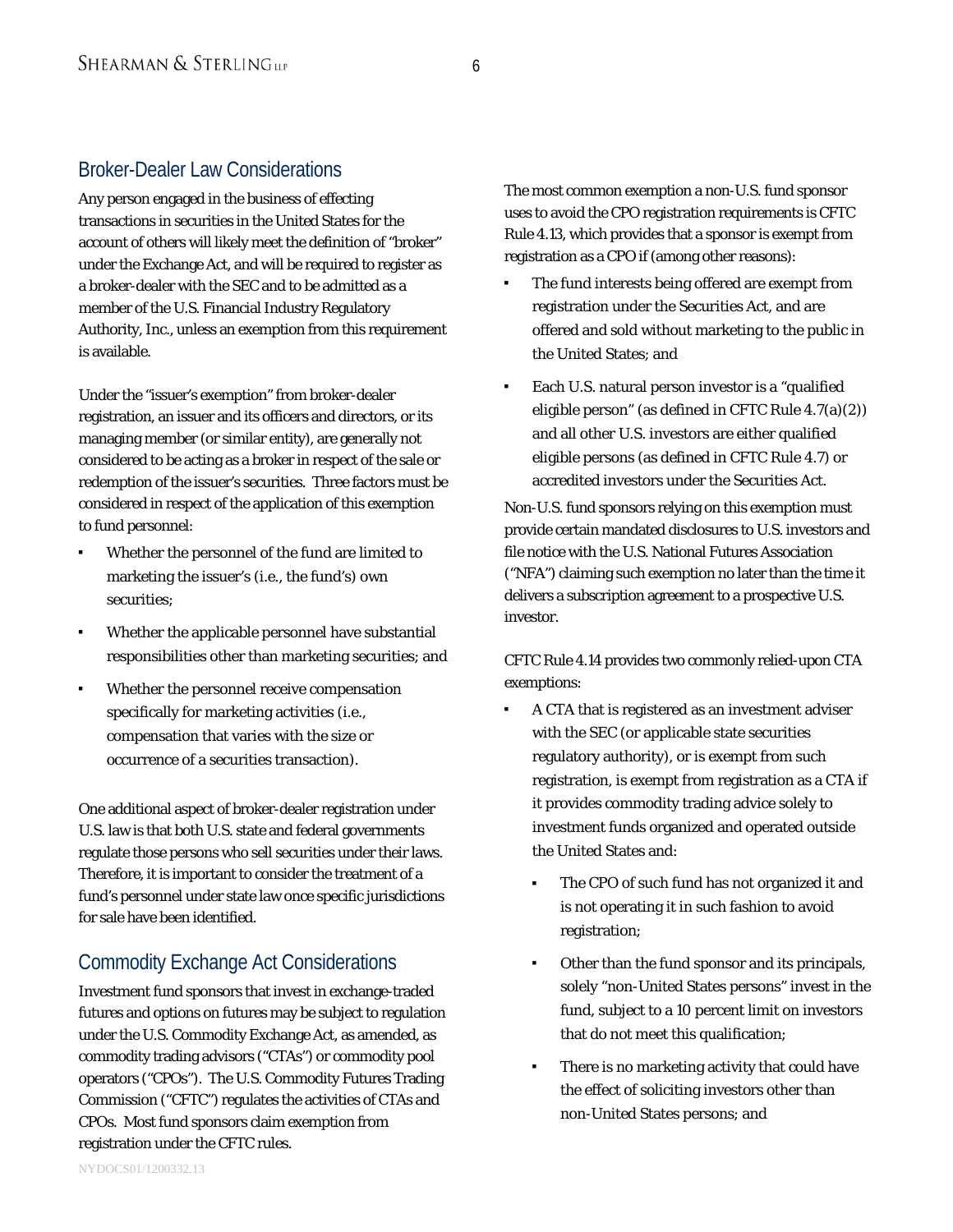## Broker-Dealer Law Considerations

Any person engaged in the business of effecting transactions in securities in the United States for the account of others will likely meet the definition of "broker" under the Exchange Act, and will be required to register as a broker-dealer with the SEC and to be admitted as a member of the U.S. Financial Industry Regulatory Authority, Inc., unless an exemption from this requirement is available.

Under the "issuer's exemption" from broker-dealer registration, an issuer and its officers and directors, or its managing member (or similar entity), are generally not considered to be acting as a broker in respect of the sale or redemption of the issuer's securities. Three factors must be considered in respect of the application of this exemption to fund personnel:

- Whether the personnel of the fund are limited to marketing the issuer's (i.e., the fund's) own securities;
- Whether the applicable personnel have substantial responsibilities other than marketing securities; and
- Whether the personnel receive compensation specifically for marketing activities (i.e., compensation that varies with the size or occurrence of a securities transaction).

One additional aspect of broker-dealer registration under U.S. law is that both U.S. state and federal governments regulate those persons who sell securities under their laws. Therefore, it is important to consider the treatment of a fund's personnel under state law once specific jurisdictions for sale have been identified.

## Commodity Exchange Act Considerations

Investment fund sponsors that invest in exchange-traded futures and options on futures may be subject to regulation under the U.S. Commodity Exchange Act, as amended, as commodity trading advisors ("CTAs") or commodity pool operators ("CPOs"). The U.S. Commodity Futures Trading Commission ("CFTC") regulates the activities of CTAs and CPOs. Most fund sponsors claim exemption from registration under the CFTC rules.

The most common exemption a non-U.S. fund sponsor uses to avoid the CPO registration requirements is CFTC Rule 4.13, which provides that a sponsor is exempt from registration as a CPO if (among other reasons):

- The fund interests being offered are exempt from registration under the Securities Act, and are offered and sold without marketing to the public in the United States; and
- Each U.S. natural person investor is a "qualified eligible person" (as defined in CFTC Rule 4.7(a)(2)) and all other U.S. investors are either qualified eligible persons (as defined in CFTC Rule 4.7) or accredited investors under the Securities Act.

Non-U.S. fund sponsors relying on this exemption must provide certain mandated disclosures to U.S. investors and file notice with the U.S. National Futures Association ("NFA") claiming such exemption no later than the time it delivers a subscription agreement to a prospective U.S. investor.

CFTC Rule 4.14 provides two commonly relied-upon CTA exemptions:

- A CTA that is registered as an investment adviser with the SEC (or applicable state securities regulatory authority), or is exempt from such registration, is exempt from registration as a CTA if it provides commodity trading advice solely to investment funds organized and operated outside the United States and:
  - The CPO of such fund has not organized it and is not operating it in such fashion to avoid registration;
  - Other than the fund sponsor and its principals, solely "non-United States persons" invest in the fund, subject to a 10 percent limit on investors that do not meet this qualification;
  - There is no marketing activity that could have the effect of soliciting investors other than non-United States persons; and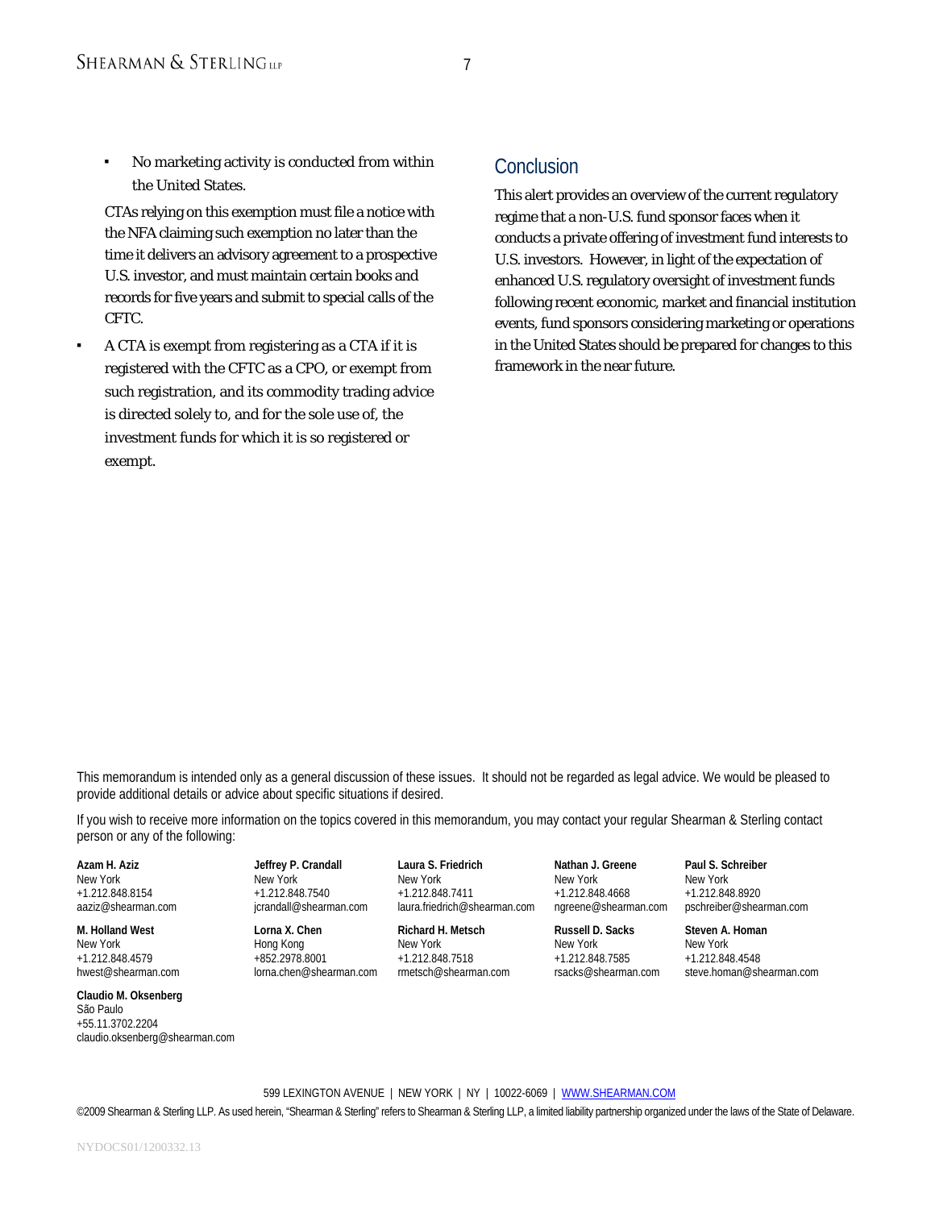- No marketing activity is conducted from within the United States.

  CTAs relying on this exemption must file a notice with the NFA claiming such exemption no later than the time it delivers an advisory agreement to a prospective U.S. investor, and must maintain certain books and records for five years and submit to special calls of the CFTC.

- A CTA is exempt from registering as a CTA if it is registered with the CFTC as a CPO, or exempt from such registration, and its commodity trading advice is directed solely to, and for the sole use of, the investment funds for which it is so registered or exempt.

## Conclusion

This alert provides an overview of the current regulatory regime that a non-U.S. fund sponsor faces when it conducts a private offering of investment fund interests to U.S. investors. However, in light of the expectation of enhanced U.S. regulatory oversight of investment funds following recent economic, market and financial institution events, fund sponsors considering marketing or operations in the United States should be prepared for changes to this framework in the near future.

This memorandum is intended only as a general discussion of these issues. It should not be regarded as legal advice. We would be pleased to provide additional details or advice about specific situations if desired.

If you wish to receive more information on the topics covered in this memorandum, you may contact your regular Shearman & Sterling contact person or any of the following:

**Azam H. Aziz**
New York
+1.212.848.8154
aaziz@shearman.com

**Jeffrey P. Crandall**
New York
+1.212.848.7540
jcrandall@shearman.com

**Laura S. Friedrich**
New York
+1.212.848.7411
laura.friedrich@shearman.com

**Nathan J. Greene**
New York
+1.212.848.4668
ngreene@shearman.com

**Paul S. Schreiber**
New York
+1.212.848.8920
pschreiber@shearman.com

**M. Holland West**
New York
+1.212.848.4579
hwest@shearman.com

**Lorna X. Chen**
Hong Kong
+852.2978.8001
lorna.chen@shearman.com

**Richard H. Metsch**
New York
+1.212.848.7518
rmetsch@shearman.com

**Russell D. Sacks**
New York
+1.212.848.7585
rsacks@shearman.com

**Steven A. Homan**
New York
+1.212.848.4548
steve.homan@shearman.com

**Claudio M. Oksenberg**
São Paulo
+55.11.3702.2204
claudio.oksenberg@shearman.com

599 LEXINGTON AVENUE | NEW YORK | NY | 10022-6069 | WWW.SHEARMAN.COM

©2009 Shearman & Sterling LLP. As used herein, "Shearman & Sterling" refers to Shearman & Sterling LLP, a limited liability partnership organized under the laws of the State of Delaware.

NYDOCS01/1200332.13